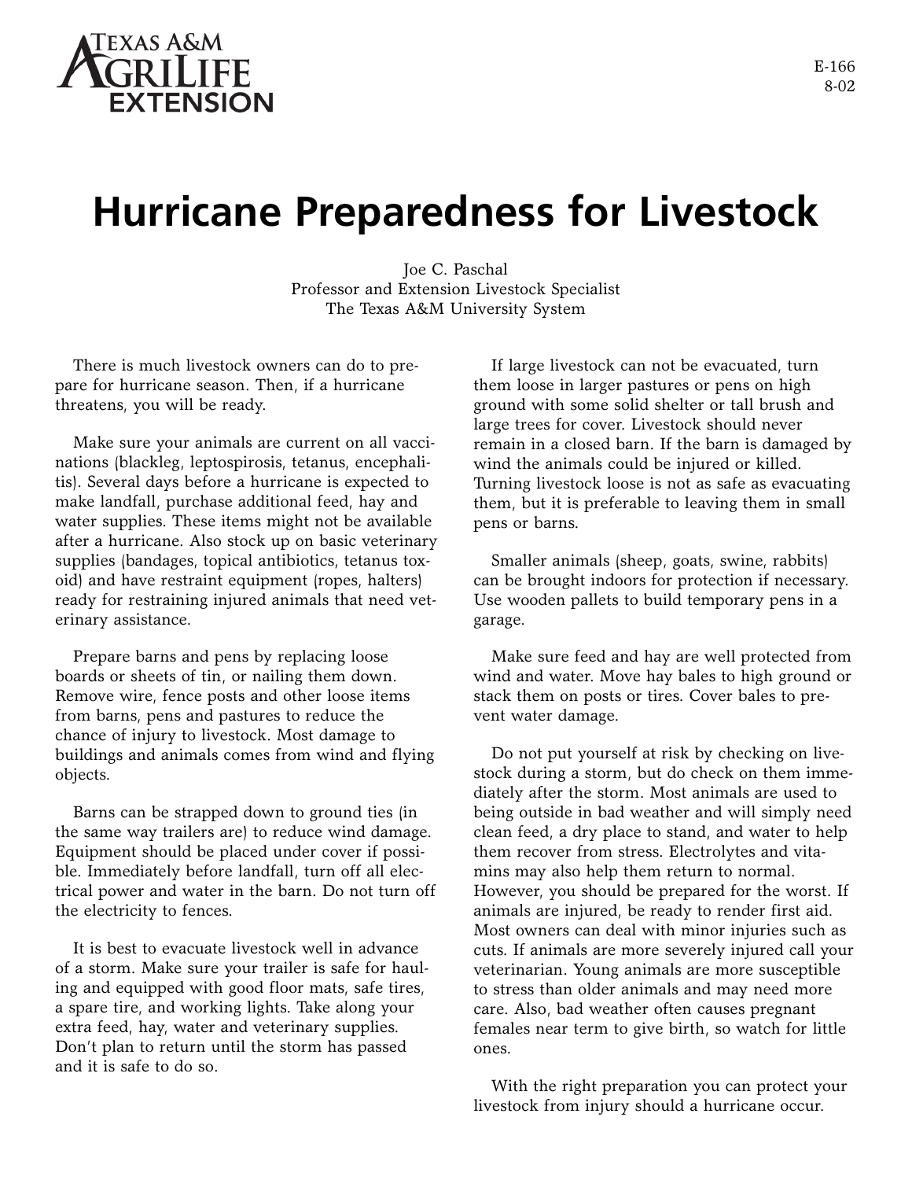Texas A&M AgriLife Extension

E-166
8-02

# Hurricane Preparedness for Livestock

Joe C. Paschal
Professor and Extension Livestock Specialist
The Texas A&M University System

There is much livestock owners can do to prepare for hurricane season. Then, if a hurricane threatens, you will be ready.

Make sure your animals are current on all vaccinations (blackleg, leptospirosis, tetanus, encephalitis). Several days before a hurricane is expected to make landfall, purchase additional feed, hay and water supplies. These items might not be available after a hurricane. Also stock up on basic veterinary supplies (bandages, topical antibiotics, tetanus toxoid) and have restraint equipment (ropes, halters) ready for restraining injured animals that need veterinary assistance.

Prepare barns and pens by replacing loose boards or sheets of tin, or nailing them down. Remove wire, fence posts and other loose items from barns, pens and pastures to reduce the chance of injury to livestock. Most damage to buildings and animals comes from wind and flying objects.

Barns can be strapped down to ground ties (in the same way trailers are) to reduce wind damage. Equipment should be placed under cover if possible. Immediately before landfall, turn off all electrical power and water in the barn. Do not turn off the electricity to fences.

It is best to evacuate livestock well in advance of a storm. Make sure your trailer is safe for hauling and equipped with good floor mats, safe tires, a spare tire, and working lights. Take along your extra feed, hay, water and veterinary supplies. Don't plan to return until the storm has passed and it is safe to do so.

If large livestock can not be evacuated, turn them loose in larger pastures or pens on high ground with some solid shelter or tall brush and large trees for cover. Livestock should never remain in a closed barn. If the barn is damaged by wind the animals could be injured or killed. Turning livestock loose is not as safe as evacuating them, but it is preferable to leaving them in small pens or barns.

Smaller animals (sheep, goats, swine, rabbits) can be brought indoors for protection if necessary. Use wooden pallets to build temporary pens in a garage.

Make sure feed and hay are well protected from wind and water. Move hay bales to high ground or stack them on posts or tires. Cover bales to prevent water damage.

Do not put yourself at risk by checking on livestock during a storm, but do check on them immediately after the storm. Most animals are used to being outside in bad weather and will simply need clean feed, a dry place to stand, and water to help them recover from stress. Electrolytes and vitamins may also help them return to normal. However, you should be prepared for the worst. If animals are injured, be ready to render first aid. Most owners can deal with minor injuries such as cuts. If animals are more severely injured call your veterinarian. Young animals are more susceptible to stress than older animals and may need more care. Also, bad weather often causes pregnant females near term to give birth, so watch for little ones.

With the right preparation you can protect your livestock from injury should a hurricane occur.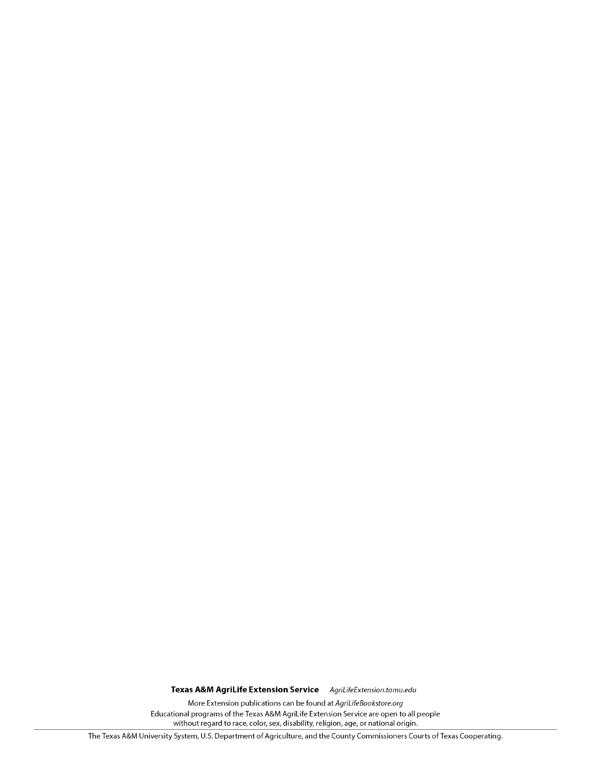**Texas A&M AgriLife Extension Service** *AgriLifeExtension.tamu.edu*

More Extension publications can be found at *AgriLifeBookstore.org*

Educational programs of the Texas A&M AgriLife Extension Service are open to all people without regard to race, color, sex, disability, religion, age, or national origin.

---

The Texas A&M University System, U.S. Department of Agriculture, and the County Commissioners Courts of Texas Cooperating.